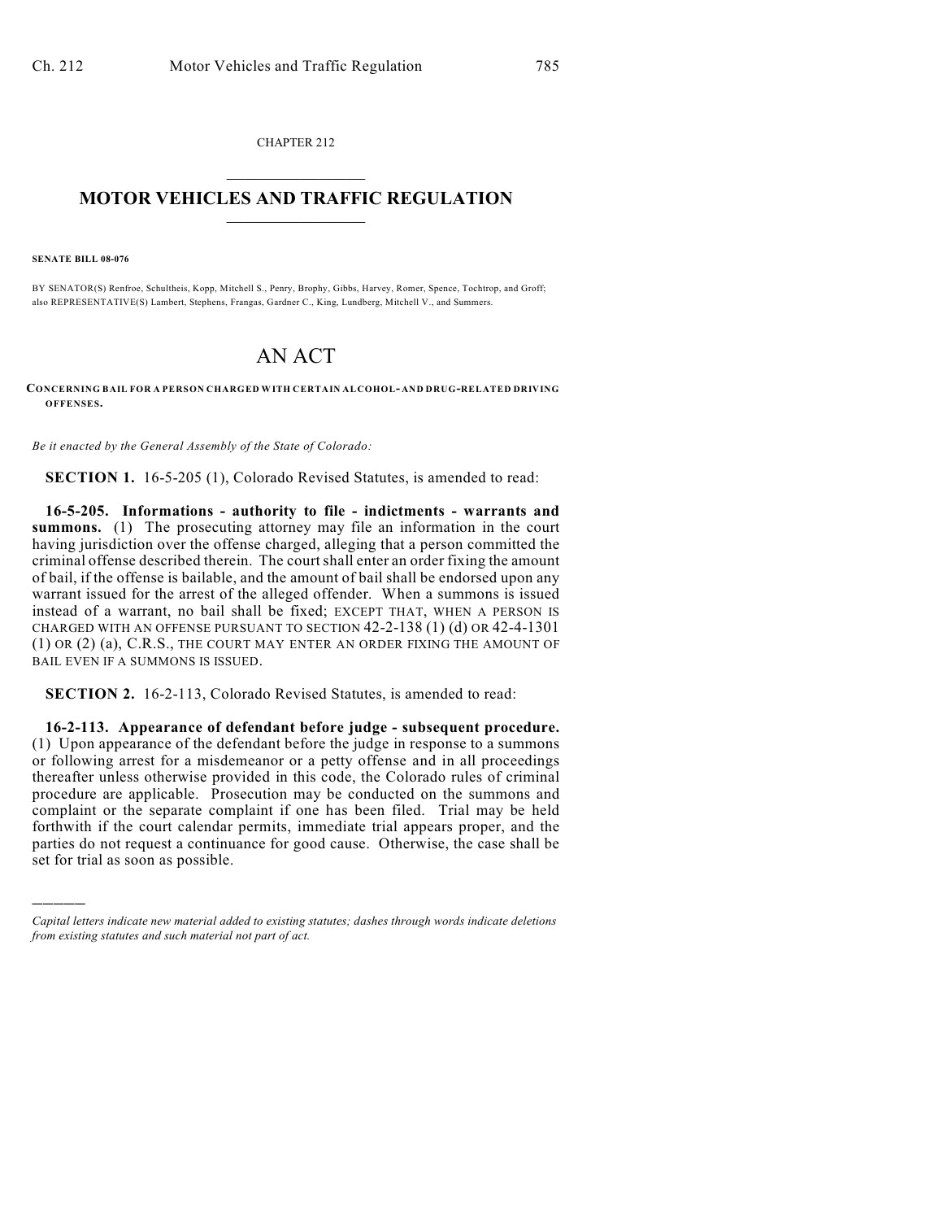CHAPTER 212

# MOTOR VEHICLES AND TRAFFIC REGULATION

**SENATE BILL 08-076**

BY SENATOR(S) Renfroe, Schultheis, Kopp, Mitchell S., Penry, Brophy, Gibbs, Harvey, Romer, Spence, Tochtrop, and Groff; also REPRESENTATIVE(S) Lambert, Stephens, Frangas, Gardner C., King, Lundberg, Mitchell V., and Summers.

# AN ACT

**CONCERNING BAIL FOR A PERSON CHARGED WITH CERTAIN ALCOHOL- AND DRUG-RELATED DRIVING OFFENSES.**

*Be it enacted by the General Assembly of the State of Colorado:*

**SECTION 1.** 16-5-205 (1), Colorado Revised Statutes, is amended to read:

**16-5-205. Informations - authority to file - indictments - warrants and summons.** (1) The prosecuting attorney may file an information in the court having jurisdiction over the offense charged, alleging that a person committed the criminal offense described therein. The court shall enter an order fixing the amount of bail, if the offense is bailable, and the amount of bail shall be endorsed upon any warrant issued for the arrest of the alleged offender. When a summons is issued instead of a warrant, no bail shall be fixed; EXCEPT THAT, WHEN A PERSON IS CHARGED WITH AN OFFENSE PURSUANT TO SECTION 42-2-138 (1) (d) OR 42-4-1301 (1) OR (2) (a), C.R.S., THE COURT MAY ENTER AN ORDER FIXING THE AMOUNT OF BAIL EVEN IF A SUMMONS IS ISSUED.

**SECTION 2.** 16-2-113, Colorado Revised Statutes, is amended to read:

**16-2-113. Appearance of defendant before judge - subsequent procedure.** (1) Upon appearance of the defendant before the judge in response to a summons or following arrest for a misdemeanor or a petty offense and in all proceedings thereafter unless otherwise provided in this code, the Colorado rules of criminal procedure are applicable. Prosecution may be conducted on the summons and complaint or the separate complaint if one has been filed. Trial may be held forthwith if the court calendar permits, immediate trial appears proper, and the parties do not request a continuance for good cause. Otherwise, the case shall be set for trial as soon as possible.

---

*Capital letters indicate new material added to existing statutes; dashes through words indicate deletions from existing statutes and such material not part of act.*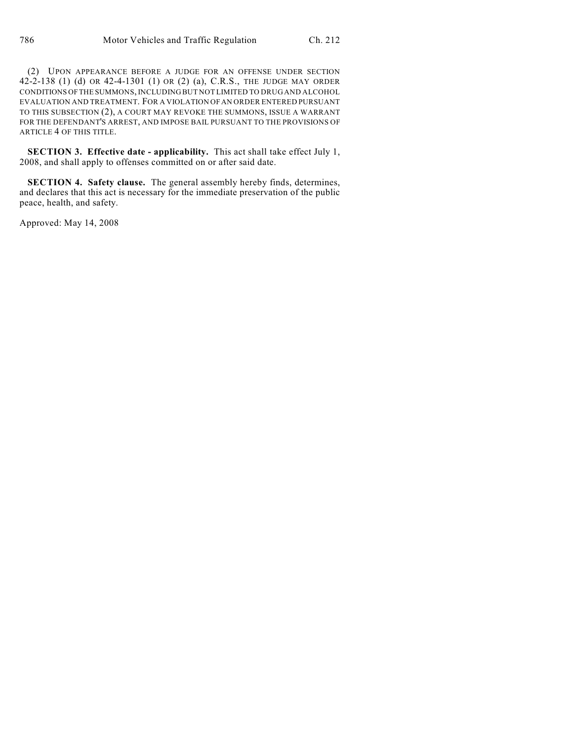(2) UPON APPEARANCE BEFORE A JUDGE FOR AN OFFENSE UNDER SECTION 42-2-138 (1) (d) OR 42-4-1301 (1) OR (2) (a), C.R.S., THE JUDGE MAY ORDER CONDITIONS OF THE SUMMONS, INCLUDING BUT NOT LIMITED TO DRUG AND ALCOHOL EVALUATION AND TREATMENT. FOR A VIOLATION OF AN ORDER ENTERED PURSUANT TO THIS SUBSECTION (2), A COURT MAY REVOKE THE SUMMONS, ISSUE A WARRANT FOR THE DEFENDANT'S ARREST, AND IMPOSE BAIL PURSUANT TO THE PROVISIONS OF ARTICLE 4 OF THIS TITLE.

**SECTION 3. Effective date - applicability.** This act shall take effect July 1, 2008, and shall apply to offenses committed on or after said date.

**SECTION 4. Safety clause.** The general assembly hereby finds, determines, and declares that this act is necessary for the immediate preservation of the public peace, health, and safety.

Approved: May 14, 2008